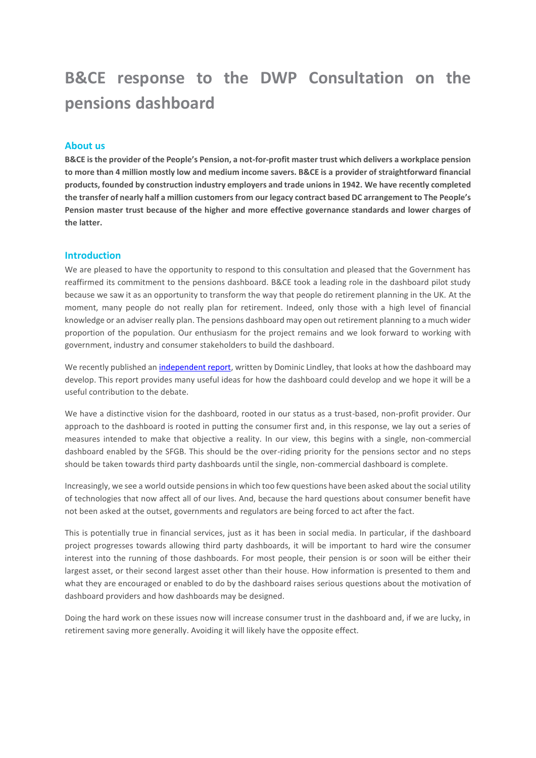# B&CE response to the DWP Consultation on the pensions dashboard

## About us

**B&CE is the provider of the People's Pension, a not-for-profit master trust which delivers a workplace pension to more than 4 million mostly low and medium income savers. B&CE is a provider of straightforward financial products, founded by construction industry employers and trade unions in 1942. We have recently completed the transfer of nearly half a million customers from our legacy contract based DC arrangement to The People's Pension master trust because of the higher and more effective governance standards and lower charges of the latter.**

## Introduction

We are pleased to have the opportunity to respond to this consultation and pleased that the Government has reaffirmed its commitment to the pensions dashboard. B&CE took a leading role in the dashboard pilot study because we saw it as an opportunity to transform the way that people do retirement planning in the UK. At the moment, many people do not really plan for retirement. Indeed, only those with a high level of financial knowledge or an adviser really plan. The pensions dashboard may open out retirement planning to a much wider proportion of the population. Our enthusiasm for the project remains and we look forward to working with government, industry and consumer stakeholders to build the dashboard.

We recently published an independent report, written by Dominic Lindley, that looks at how the dashboard may develop. This report provides many useful ideas for how the dashboard could develop and we hope it will be a useful contribution to the debate.

We have a distinctive vision for the dashboard, rooted in our status as a trust-based, non-profit provider. Our approach to the dashboard is rooted in putting the consumer first and, in this response, we lay out a series of measures intended to make that objective a reality. In our view, this begins with a single, non-commercial dashboard enabled by the SFGB. This should be the over-riding priority for the pensions sector and no steps should be taken towards third party dashboards until the single, non-commercial dashboard is complete.

Increasingly, we see a world outside pensions in which too few questions have been asked about the social utility of technologies that now affect all of our lives. And, because the hard questions about consumer benefit have not been asked at the outset, governments and regulators are being forced to act after the fact.

This is potentially true in financial services, just as it has been in social media. In particular, if the dashboard project progresses towards allowing third party dashboards, it will be important to hard wire the consumer interest into the running of those dashboards. For most people, their pension is or soon will be either their largest asset, or their second largest asset other than their house. How information is presented to them and what they are encouraged or enabled to do by the dashboard raises serious questions about the motivation of dashboard providers and how dashboards may be designed.

Doing the hard work on these issues now will increase consumer trust in the dashboard and, if we are lucky, in retirement saving more generally. Avoiding it will likely have the opposite effect.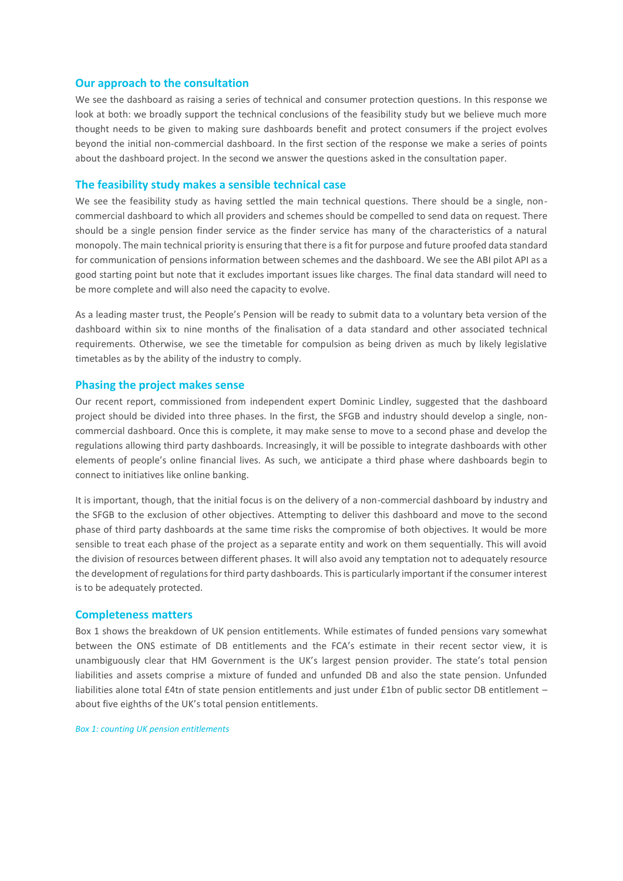## Our approach to the consultation

We see the dashboard as raising a series of technical and consumer protection questions. In this response we look at both: we broadly support the technical conclusions of the feasibility study but we believe much more thought needs to be given to making sure dashboards benefit and protect consumers if the project evolves beyond the initial non-commercial dashboard. In the first section of the response we make a series of points about the dashboard project. In the second we answer the questions asked in the consultation paper.

## The feasibility study makes a sensible technical case

We see the feasibility study as having settled the main technical questions. There should be a single, non-commercial dashboard to which all providers and schemes should be compelled to send data on request. There should be a single pension finder service as the finder service has many of the characteristics of a natural monopoly. The main technical priority is ensuring that there is a fit for purpose and future proofed data standard for communication of pensions information between schemes and the dashboard. We see the ABI pilot API as a good starting point but note that it excludes important issues like charges. The final data standard will need to be more complete and will also need the capacity to evolve.

As a leading master trust, the People's Pension will be ready to submit data to a voluntary beta version of the dashboard within six to nine months of the finalisation of a data standard and other associated technical requirements. Otherwise, we see the timetable for compulsion as being driven as much by likely legislative timetables as by the ability of the industry to comply.

## Phasing the project makes sense

Our recent report, commissioned from independent expert Dominic Lindley, suggested that the dashboard project should be divided into three phases. In the first, the SFGB and industry should develop a single, non-commercial dashboard. Once this is complete, it may make sense to move to a second phase and develop the regulations allowing third party dashboards. Increasingly, it will be possible to integrate dashboards with other elements of people's online financial lives. As such, we anticipate a third phase where dashboards begin to connect to initiatives like online banking.

It is important, though, that the initial focus is on the delivery of a non-commercial dashboard by industry and the SFGB to the exclusion of other objectives. Attempting to deliver this dashboard and move to the second phase of third party dashboards at the same time risks the compromise of both objectives. It would be more sensible to treat each phase of the project as a separate entity and work on them sequentially. This will avoid the division of resources between different phases. It will also avoid any temptation not to adequately resource the development of regulations for third party dashboards. This is particularly important if the consumer interest is to be adequately protected.

## Completeness matters

Box 1 shows the breakdown of UK pension entitlements. While estimates of funded pensions vary somewhat between the ONS estimate of DB entitlements and the FCA's estimate in their recent sector view, it is unambiguously clear that HM Government is the UK's largest pension provider. The state's total pension liabilities and assets comprise a mixture of funded and unfunded DB and also the state pension. Unfunded liabilities alone total £4tn of state pension entitlements and just under £1bn of public sector DB entitlement – about five eighths of the UK's total pension entitlements.

*Box 1: counting UK pension entitlements*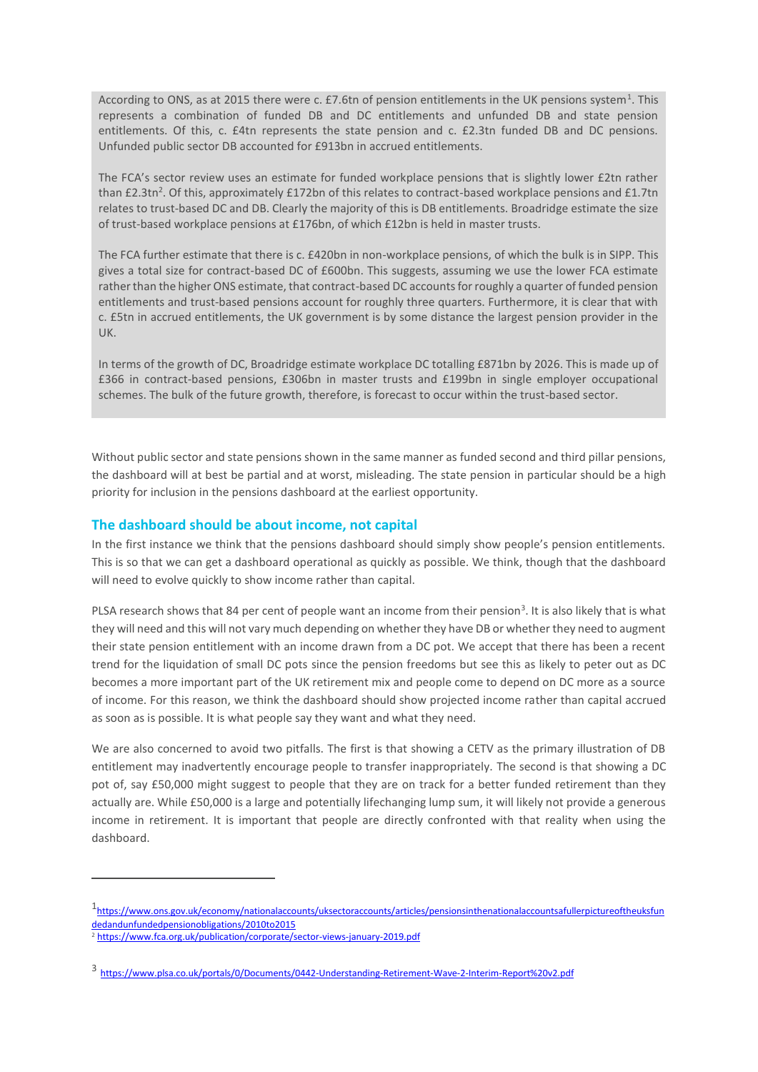According to ONS, as at 2015 there were c. £7.6tn of pension entitlements in the UK pensions system[1]. This represents a combination of funded DB and DC entitlements and unfunded DB and state pension entitlements. Of this, c. £4tn represents the state pension and c. £2.3tn funded DB and DC pensions. Unfunded public sector DB accounted for £913bn in accrued entitlements.

The FCA's sector review uses an estimate for funded workplace pensions that is slightly lower £2tn rather than £2.3tn[2]. Of this, approximately £172bn of this relates to contract-based workplace pensions and £1.7tn relates to trust-based DC and DB. Clearly the majority of this is DB entitlements. Broadridge estimate the size of trust-based workplace pensions at £176bn, of which £12bn is held in master trusts.

The FCA further estimate that there is c. £420bn in non-workplace pensions, of which the bulk is in SIPP. This gives a total size for contract-based DC of £600bn. This suggests, assuming we use the lower FCA estimate rather than the higher ONS estimate, that contract-based DC accounts for roughly a quarter of funded pension entitlements and trust-based pensions account for roughly three quarters. Furthermore, it is clear that with c. £5tn in accrued entitlements, the UK government is by some distance the largest pension provider in the UK.

In terms of the growth of DC, Broadridge estimate workplace DC totalling £871bn by 2026. This is made up of £366 in contract-based pensions, £306bn in master trusts and £199bn in single employer occupational schemes. The bulk of the future growth, therefore, is forecast to occur within the trust-based sector.

Without public sector and state pensions shown in the same manner as funded second and third pillar pensions, the dashboard will at best be partial and at worst, misleading. The state pension in particular should be a high priority for inclusion in the pensions dashboard at the earliest opportunity.

## The dashboard should be about income, not capital

In the first instance we think that the pensions dashboard should simply show people's pension entitlements. This is so that we can get a dashboard operational as quickly as possible. We think, though that the dashboard will need to evolve quickly to show income rather than capital.

PLSA research shows that 84 per cent of people want an income from their pension[3]. It is also likely that is what they will need and this will not vary much depending on whether they have DB or whether they need to augment their state pension entitlement with an income drawn from a DC pot. We accept that there has been a recent trend for the liquidation of small DC pots since the pension freedoms but see this as likely to peter out as DC becomes a more important part of the UK retirement mix and people come to depend on DC more as a source of income. For this reason, we think the dashboard should show projected income rather than capital accrued as soon as is possible. It is what people say they want and what they need.

We are also concerned to avoid two pitfalls. The first is that showing a CETV as the primary illustration of DB entitlement may inadvertently encourage people to transfer inappropriately. The second is that showing a DC pot of, say £50,000 might suggest to people that they are on track for a better funded retirement than they actually are. While £50,000 is a large and potentially lifechanging lump sum, it will likely not provide a generous income in retirement. It is important that people are directly confronted with that reality when using the dashboard.

---

[1] https://www.ons.gov.uk/economy/nationalaccounts/uksectoraccounts/articles/pensionsinthenationalaccountsafullerpictureoftheuksfundedandunfundedpensionobligations/2010to2015

[2] https://www.fca.org.uk/publication/corporate/sector-views-january-2019.pdf

[3] https://www.plsa.co.uk/portals/0/Documents/0442-Understanding-Retirement-Wave-2-Interim-Report%20v2.pdf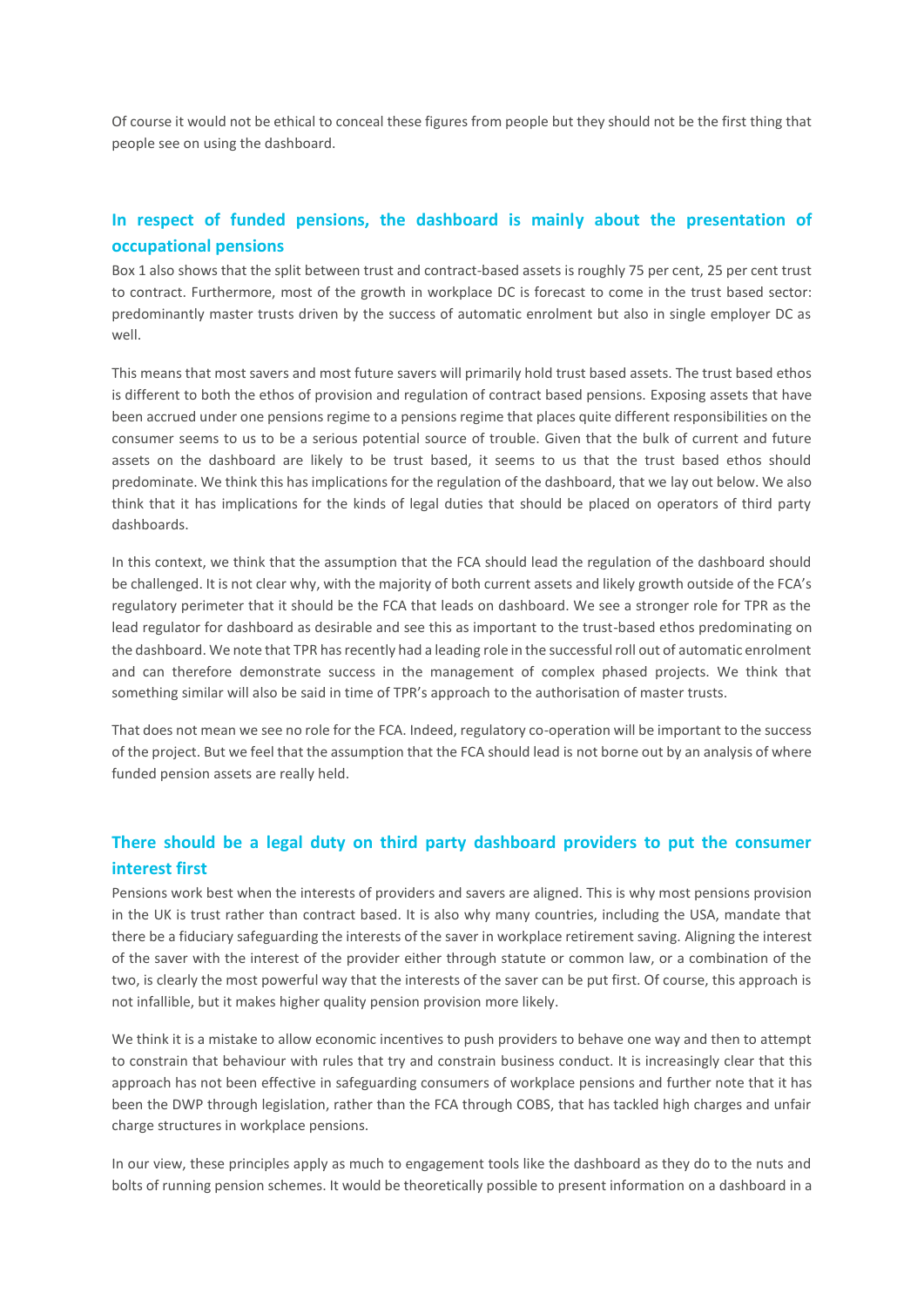Of course it would not be ethical to conceal these figures from people but they should not be the first thing that people see on using the dashboard.

## In respect of funded pensions, the dashboard is mainly about the presentation of occupational pensions

Box 1 also shows that the split between trust and contract-based assets is roughly 75 per cent, 25 per cent trust to contract. Furthermore, most of the growth in workplace DC is forecast to come in the trust based sector: predominantly master trusts driven by the success of automatic enrolment but also in single employer DC as well.

This means that most savers and most future savers will primarily hold trust based assets. The trust based ethos is different to both the ethos of provision and regulation of contract based pensions. Exposing assets that have been accrued under one pensions regime to a pensions regime that places quite different responsibilities on the consumer seems to us to be a serious potential source of trouble. Given that the bulk of current and future assets on the dashboard are likely to be trust based, it seems to us that the trust based ethos should predominate. We think this has implications for the regulation of the dashboard, that we lay out below. We also think that it has implications for the kinds of legal duties that should be placed on operators of third party dashboards.

In this context, we think that the assumption that the FCA should lead the regulation of the dashboard should be challenged. It is not clear why, with the majority of both current assets and likely growth outside of the FCA's regulatory perimeter that it should be the FCA that leads on dashboard. We see a stronger role for TPR as the lead regulator for dashboard as desirable and see this as important to the trust-based ethos predominating on the dashboard. We note that TPR has recently had a leading role in the successful roll out of automatic enrolment and can therefore demonstrate success in the management of complex phased projects. We think that something similar will also be said in time of TPR's approach to the authorisation of master trusts.

That does not mean we see no role for the FCA. Indeed, regulatory co-operation will be important to the success of the project. But we feel that the assumption that the FCA should lead is not borne out by an analysis of where funded pension assets are really held.

## There should be a legal duty on third party dashboard providers to put the consumer interest first

Pensions work best when the interests of providers and savers are aligned. This is why most pensions provision in the UK is trust rather than contract based. It is also why many countries, including the USA, mandate that there be a fiduciary safeguarding the interests of the saver in workplace retirement saving. Aligning the interest of the saver with the interest of the provider either through statute or common law, or a combination of the two, is clearly the most powerful way that the interests of the saver can be put first. Of course, this approach is not infallible, but it makes higher quality pension provision more likely.

We think it is a mistake to allow economic incentives to push providers to behave one way and then to attempt to constrain that behaviour with rules that try and constrain business conduct. It is increasingly clear that this approach has not been effective in safeguarding consumers of workplace pensions and further note that it has been the DWP through legislation, rather than the FCA through COBS, that has tackled high charges and unfair charge structures in workplace pensions.

In our view, these principles apply as much to engagement tools like the dashboard as they do to the nuts and bolts of running pension schemes. It would be theoretically possible to present information on a dashboard in a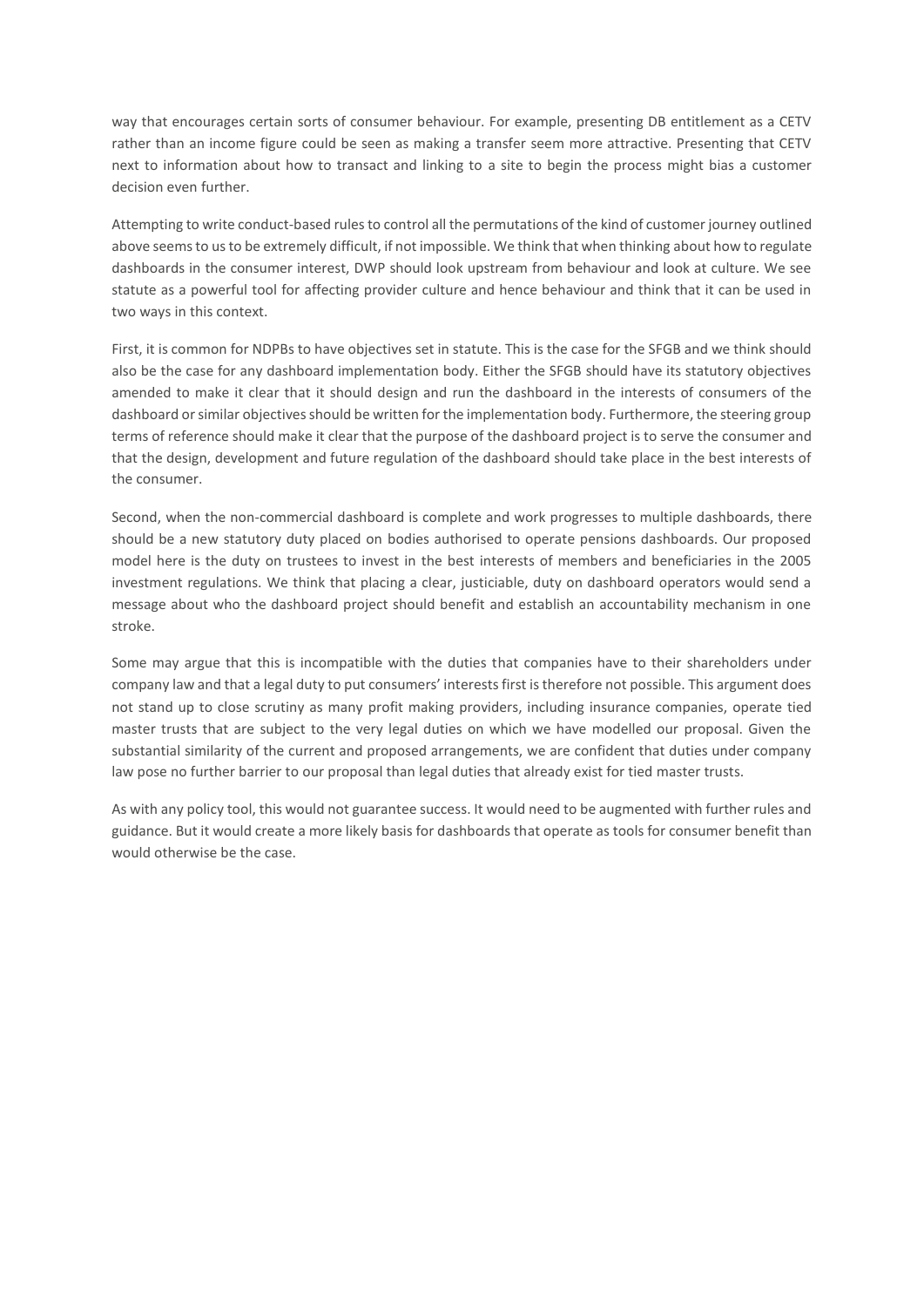way that encourages certain sorts of consumer behaviour. For example, presenting DB entitlement as a CETV rather than an income figure could be seen as making a transfer seem more attractive. Presenting that CETV next to information about how to transact and linking to a site to begin the process might bias a customer decision even further.

Attempting to write conduct-based rules to control all the permutations of the kind of customer journey outlined above seems to us to be extremely difficult, if not impossible. We think that when thinking about how to regulate dashboards in the consumer interest, DWP should look upstream from behaviour and look at culture. We see statute as a powerful tool for affecting provider culture and hence behaviour and think that it can be used in two ways in this context.

First, it is common for NDPBs to have objectives set in statute. This is the case for the SFGB and we think should also be the case for any dashboard implementation body. Either the SFGB should have its statutory objectives amended to make it clear that it should design and run the dashboard in the interests of consumers of the dashboard or similar objectives should be written for the implementation body. Furthermore, the steering group terms of reference should make it clear that the purpose of the dashboard project is to serve the consumer and that the design, development and future regulation of the dashboard should take place in the best interests of the consumer.

Second, when the non-commercial dashboard is complete and work progresses to multiple dashboards, there should be a new statutory duty placed on bodies authorised to operate pensions dashboards. Our proposed model here is the duty on trustees to invest in the best interests of members and beneficiaries in the 2005 investment regulations. We think that placing a clear, justiciable, duty on dashboard operators would send a message about who the dashboard project should benefit and establish an accountability mechanism in one stroke.

Some may argue that this is incompatible with the duties that companies have to their shareholders under company law and that a legal duty to put consumers' interests first is therefore not possible. This argument does not stand up to close scrutiny as many profit making providers, including insurance companies, operate tied master trusts that are subject to the very legal duties on which we have modelled our proposal. Given the substantial similarity of the current and proposed arrangements, we are confident that duties under company law pose no further barrier to our proposal than legal duties that already exist for tied master trusts.

As with any policy tool, this would not guarantee success. It would need to be augmented with further rules and guidance. But it would create a more likely basis for dashboards that operate as tools for consumer benefit than would otherwise be the case.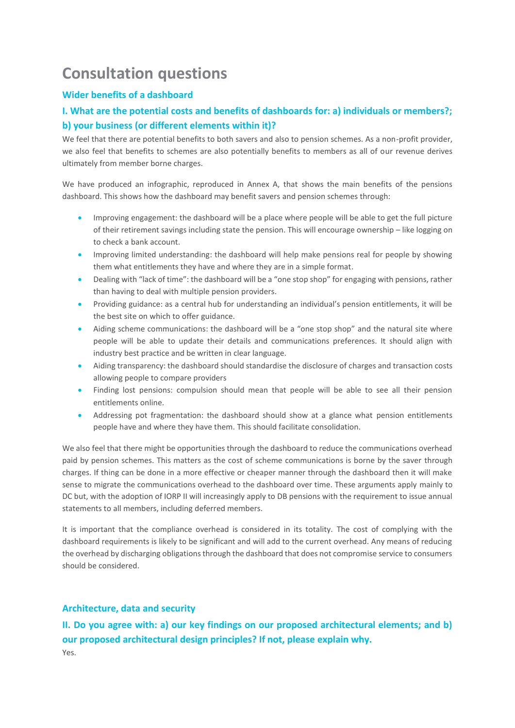# Consultation questions

## Wider benefits of a dashboard

### I. What are the potential costs and benefits of dashboards for: a) individuals or members?; b) your business (or different elements within it)?

We feel that there are potential benefits to both savers and also to pension schemes. As a non-profit provider, we also feel that benefits to schemes are also potentially benefits to members as all of our revenue derives ultimately from member borne charges.

We have produced an infographic, reproduced in Annex A, that shows the main benefits of the pensions dashboard. This shows how the dashboard may benefit savers and pension schemes through:

- Improving engagement: the dashboard will be a place where people will be able to get the full picture of their retirement savings including state the pension. This will encourage ownership – like logging on to check a bank account.
- Improving limited understanding: the dashboard will help make pensions real for people by showing them what entitlements they have and where they are in a simple format.
- Dealing with "lack of time": the dashboard will be a "one stop shop" for engaging with pensions, rather than having to deal with multiple pension providers.
- Providing guidance: as a central hub for understanding an individual's pension entitlements, it will be the best site on which to offer guidance.
- Aiding scheme communications: the dashboard will be a "one stop shop" and the natural site where people will be able to update their details and communications preferences. It should align with industry best practice and be written in clear language.
- Aiding transparency: the dashboard should standardise the disclosure of charges and transaction costs allowing people to compare providers
- Finding lost pensions: compulsion should mean that people will be able to see all their pension entitlements online.
- Addressing pot fragmentation: the dashboard should show at a glance what pension entitlements people have and where they have them. This should facilitate consolidation.

We also feel that there might be opportunities through the dashboard to reduce the communications overhead paid by pension schemes. This matters as the cost of scheme communications is borne by the saver through charges. If thing can be done in a more effective or cheaper manner through the dashboard then it will make sense to migrate the communications overhead to the dashboard over time. These arguments apply mainly to DC but, with the adoption of IORP II will increasingly apply to DB pensions with the requirement to issue annual statements to all members, including deferred members.

It is important that the compliance overhead is considered in its totality. The cost of complying with the dashboard requirements is likely to be significant and will add to the current overhead. Any means of reducing the overhead by discharging obligations through the dashboard that does not compromise service to consumers should be considered.

## Architecture, data and security

### II. Do you agree with: a) our key findings on our proposed architectural elements; and b) our proposed architectural design principles? If not, please explain why.

Yes.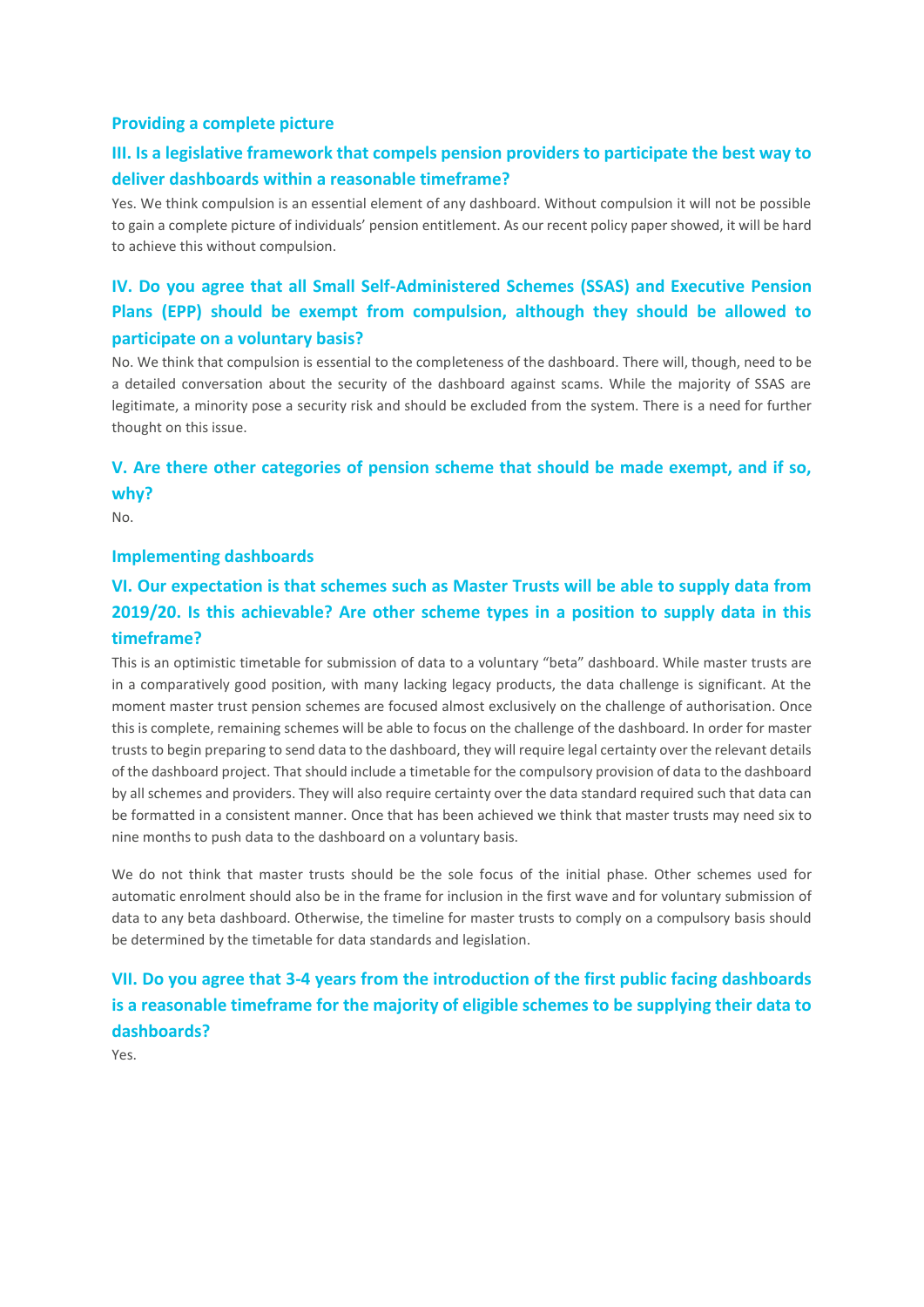## Providing a complete picture

### III. Is a legislative framework that compels pension providers to participate the best way to deliver dashboards within a reasonable timeframe?

Yes. We think compulsion is an essential element of any dashboard. Without compulsion it will not be possible to gain a complete picture of individuals' pension entitlement. As our recent policy paper showed, it will be hard to achieve this without compulsion.

### IV. Do you agree that all Small Self-Administered Schemes (SSAS) and Executive Pension Plans (EPP) should be exempt from compulsion, although they should be allowed to participate on a voluntary basis?

No. We think that compulsion is essential to the completeness of the dashboard. There will, though, need to be a detailed conversation about the security of the dashboard against scams. While the majority of SSAS are legitimate, a minority pose a security risk and should be excluded from the system. There is a need for further thought on this issue.

### V. Are there other categories of pension scheme that should be made exempt, and if so, why?

No.

## Implementing dashboards

### VI. Our expectation is that schemes such as Master Trusts will be able to supply data from 2019/20. Is this achievable? Are other scheme types in a position to supply data in this timeframe?

This is an optimistic timetable for submission of data to a voluntary "beta" dashboard. While master trusts are in a comparatively good position, with many lacking legacy products, the data challenge is significant. At the moment master trust pension schemes are focused almost exclusively on the challenge of authorisation. Once this is complete, remaining schemes will be able to focus on the challenge of the dashboard. In order for master trusts to begin preparing to send data to the dashboard, they will require legal certainty over the relevant details of the dashboard project. That should include a timetable for the compulsory provision of data to the dashboard by all schemes and providers. They will also require certainty over the data standard required such that data can be formatted in a consistent manner. Once that has been achieved we think that master trusts may need six to nine months to push data to the dashboard on a voluntary basis.

We do not think that master trusts should be the sole focus of the initial phase. Other schemes used for automatic enrolment should also be in the frame for inclusion in the first wave and for voluntary submission of data to any beta dashboard. Otherwise, the timeline for master trusts to comply on a compulsory basis should be determined by the timetable for data standards and legislation.

### VII. Do you agree that 3-4 years from the introduction of the first public facing dashboards is a reasonable timeframe for the majority of eligible schemes to be supplying their data to dashboards?

Yes.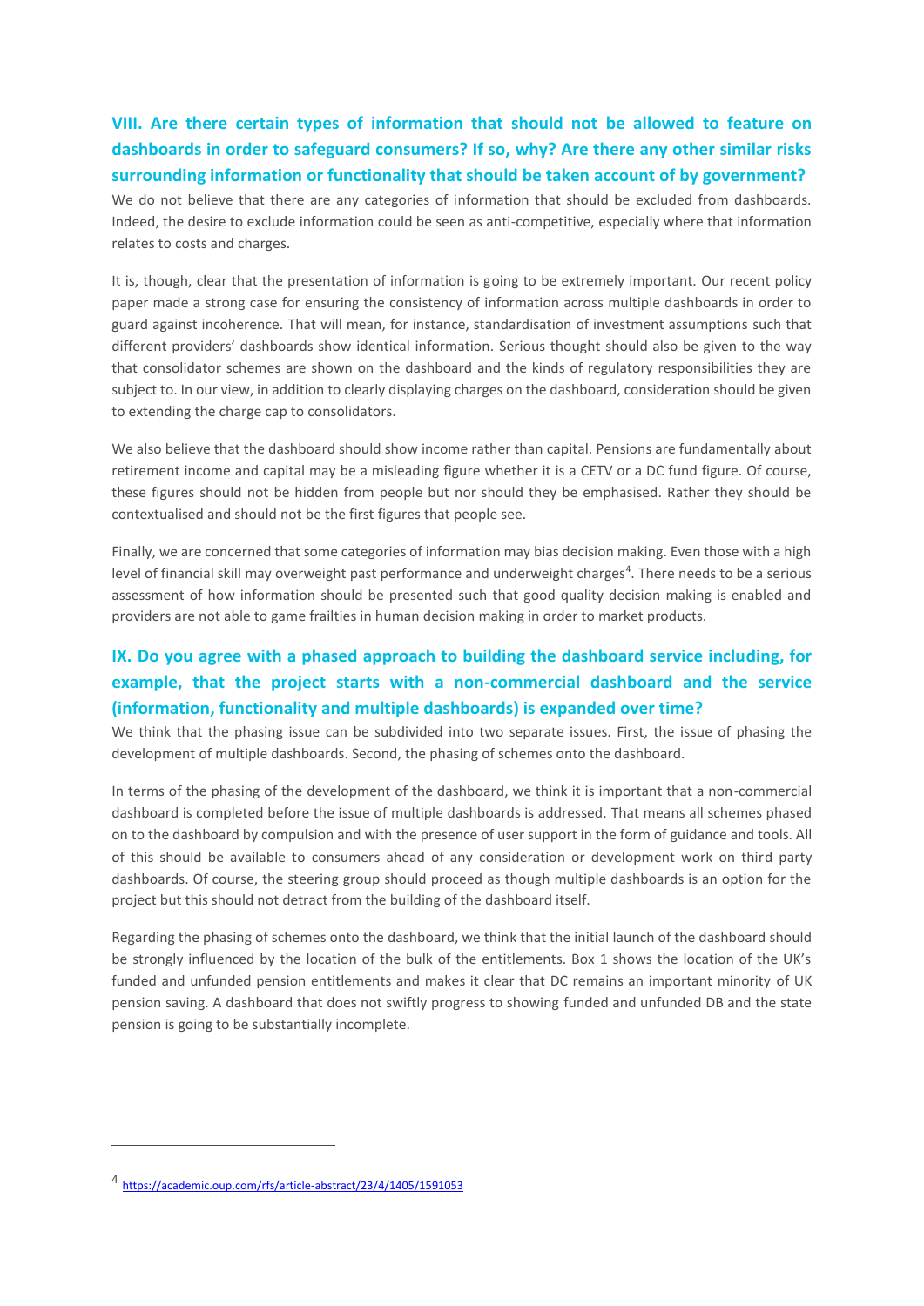## VIII. Are there certain types of information that should not be allowed to feature on dashboards in order to safeguard consumers? If so, why? Are there any other similar risks surrounding information or functionality that should be taken account of by government?

We do not believe that there are any categories of information that should be excluded from dashboards. Indeed, the desire to exclude information could be seen as anti-competitive, especially where that information relates to costs and charges.

It is, though, clear that the presentation of information is going to be extremely important. Our recent policy paper made a strong case for ensuring the consistency of information across multiple dashboards in order to guard against incoherence. That will mean, for instance, standardisation of investment assumptions such that different providers' dashboards show identical information. Serious thought should also be given to the way that consolidator schemes are shown on the dashboard and the kinds of regulatory responsibilities they are subject to. In our view, in addition to clearly displaying charges on the dashboard, consideration should be given to extending the charge cap to consolidators.

We also believe that the dashboard should show income rather than capital. Pensions are fundamentally about retirement income and capital may be a misleading figure whether it is a CETV or a DC fund figure. Of course, these figures should not be hidden from people but nor should they be emphasised. Rather they should be contextualised and should not be the first figures that people see.

Finally, we are concerned that some categories of information may bias decision making. Even those with a high level of financial skill may overweight past performance and underweight charges[4]. There needs to be a serious assessment of how information should be presented such that good quality decision making is enabled and providers are not able to game frailties in human decision making in order to market products.

## IX. Do you agree with a phased approach to building the dashboard service including, for example, that the project starts with a non-commercial dashboard and the service (information, functionality and multiple dashboards) is expanded over time?

We think that the phasing issue can be subdivided into two separate issues. First, the issue of phasing the development of multiple dashboards. Second, the phasing of schemes onto the dashboard.

In terms of the phasing of the development of the dashboard, we think it is important that a non-commercial dashboard is completed before the issue of multiple dashboards is addressed. That means all schemes phased on to the dashboard by compulsion and with the presence of user support in the form of guidance and tools. All of this should be available to consumers ahead of any consideration or development work on third party dashboards. Of course, the steering group should proceed as though multiple dashboards is an option for the project but this should not detract from the building of the dashboard itself.

Regarding the phasing of schemes onto the dashboard, we think that the initial launch of the dashboard should be strongly influenced by the location of the bulk of the entitlements. Box 1 shows the location of the UK's funded and unfunded pension entitlements and makes it clear that DC remains an important minority of UK pension saving. A dashboard that does not swiftly progress to showing funded and unfunded DB and the state pension is going to be substantially incomplete.

---

[4] https://academic.oup.com/rfs/article-abstract/23/4/1405/1591053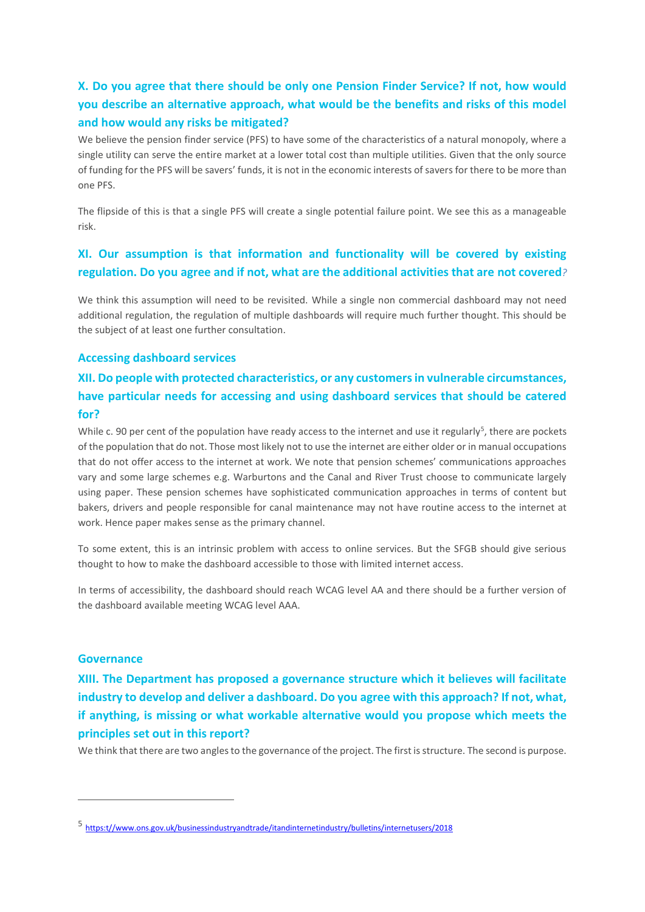### X. Do you agree that there should be only one Pension Finder Service? If not, how would you describe an alternative approach, what would be the benefits and risks of this model and how would any risks be mitigated?

We believe the pension finder service (PFS) to have some of the characteristics of a natural monopoly, where a single utility can serve the entire market at a lower total cost than multiple utilities. Given that the only source of funding for the PFS will be savers' funds, it is not in the economic interests of savers for there to be more than one PFS.

The flipside of this is that a single PFS will create a single potential failure point. We see this as a manageable risk.

### XI. Our assumption is that information and functionality will be covered by existing regulation. Do you agree and if not, what are the additional activities that are not covered?

We think this assumption will need to be revisited. While a single non commercial dashboard may not need additional regulation, the regulation of multiple dashboards will require much further thought. This should be the subject of at least one further consultation.

## Accessing dashboard services

### XII. Do people with protected characteristics, or any customers in vulnerable circumstances, have particular needs for accessing and using dashboard services that should be catered for?

While c. 90 per cent of the population have ready access to the internet and use it regularly[5], there are pockets of the population that do not. Those most likely not to use the internet are either older or in manual occupations that do not offer access to the internet at work. We note that pension schemes' communications approaches vary and some large schemes e.g. Warburtons and the Canal and River Trust choose to communicate largely using paper. These pension schemes have sophisticated communication approaches in terms of content but bakers, drivers and people responsible for canal maintenance may not have routine access to the internet at work. Hence paper makes sense as the primary channel.

To some extent, this is an intrinsic problem with access to online services. But the SFGB should give serious thought to how to make the dashboard accessible to those with limited internet access.

In terms of accessibility, the dashboard should reach WCAG level AA and there should be a further version of the dashboard available meeting WCAG level AAA.

## Governance

### XIII. The Department has proposed a governance structure which it believes will facilitate industry to develop and deliver a dashboard. Do you agree with this approach? If not, what, if anything, is missing or what workable alternative would you propose which meets the principles set out in this report?

We think that there are two angles to the governance of the project. The first is structure. The second is purpose.

---

[5] https:t//www.ons.gov.uk/businessindustryandtrade/itandinternetindustry/bulletins/internetusers/2018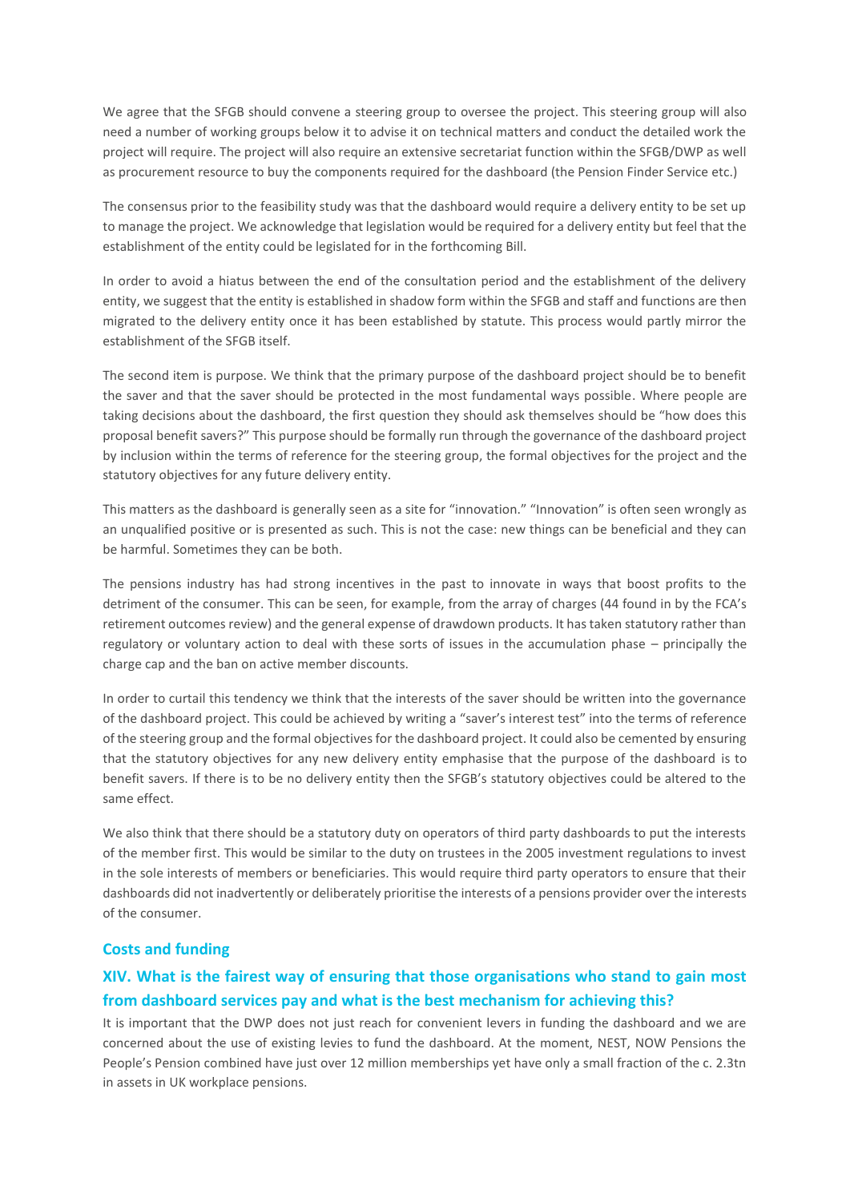We agree that the SFGB should convene a steering group to oversee the project. This steering group will also need a number of working groups below it to advise it on technical matters and conduct the detailed work the project will require. The project will also require an extensive secretariat function within the SFGB/DWP as well as procurement resource to buy the components required for the dashboard (the Pension Finder Service etc.)

The consensus prior to the feasibility study was that the dashboard would require a delivery entity to be set up to manage the project. We acknowledge that legislation would be required for a delivery entity but feel that the establishment of the entity could be legislated for in the forthcoming Bill.

In order to avoid a hiatus between the end of the consultation period and the establishment of the delivery entity, we suggest that the entity is established in shadow form within the SFGB and staff and functions are then migrated to the delivery entity once it has been established by statute. This process would partly mirror the establishment of the SFGB itself.

The second item is purpose. We think that the primary purpose of the dashboard project should be to benefit the saver and that the saver should be protected in the most fundamental ways possible. Where people are taking decisions about the dashboard, the first question they should ask themselves should be "how does this proposal benefit savers?" This purpose should be formally run through the governance of the dashboard project by inclusion within the terms of reference for the steering group, the formal objectives for the project and the statutory objectives for any future delivery entity.

This matters as the dashboard is generally seen as a site for "innovation." "Innovation" is often seen wrongly as an unqualified positive or is presented as such. This is not the case: new things can be beneficial and they can be harmful. Sometimes they can be both.

The pensions industry has had strong incentives in the past to innovate in ways that boost profits to the detriment of the consumer. This can be seen, for example, from the array of charges (44 found in by the FCA's retirement outcomes review) and the general expense of drawdown products. It has taken statutory rather than regulatory or voluntary action to deal with these sorts of issues in the accumulation phase – principally the charge cap and the ban on active member discounts.

In order to curtail this tendency we think that the interests of the saver should be written into the governance of the dashboard project. This could be achieved by writing a "saver's interest test" into the terms of reference of the steering group and the formal objectives for the dashboard project. It could also be cemented by ensuring that the statutory objectives for any new delivery entity emphasise that the purpose of the dashboard is to benefit savers. If there is to be no delivery entity then the SFGB's statutory objectives could be altered to the same effect.

We also think that there should be a statutory duty on operators of third party dashboards to put the interests of the member first. This would be similar to the duty on trustees in the 2005 investment regulations to invest in the sole interests of members or beneficiaries. This would require third party operators to ensure that their dashboards did not inadvertently or deliberately prioritise the interests of a pensions provider over the interests of the consumer.

### Costs and funding

### XIV. What is the fairest way of ensuring that those organisations who stand to gain most from dashboard services pay and what is the best mechanism for achieving this?

It is important that the DWP does not just reach for convenient levers in funding the dashboard and we are concerned about the use of existing levies to fund the dashboard. At the moment, NEST, NOW Pensions the People's Pension combined have just over 12 million memberships yet have only a small fraction of the c. 2.3tn in assets in UK workplace pensions.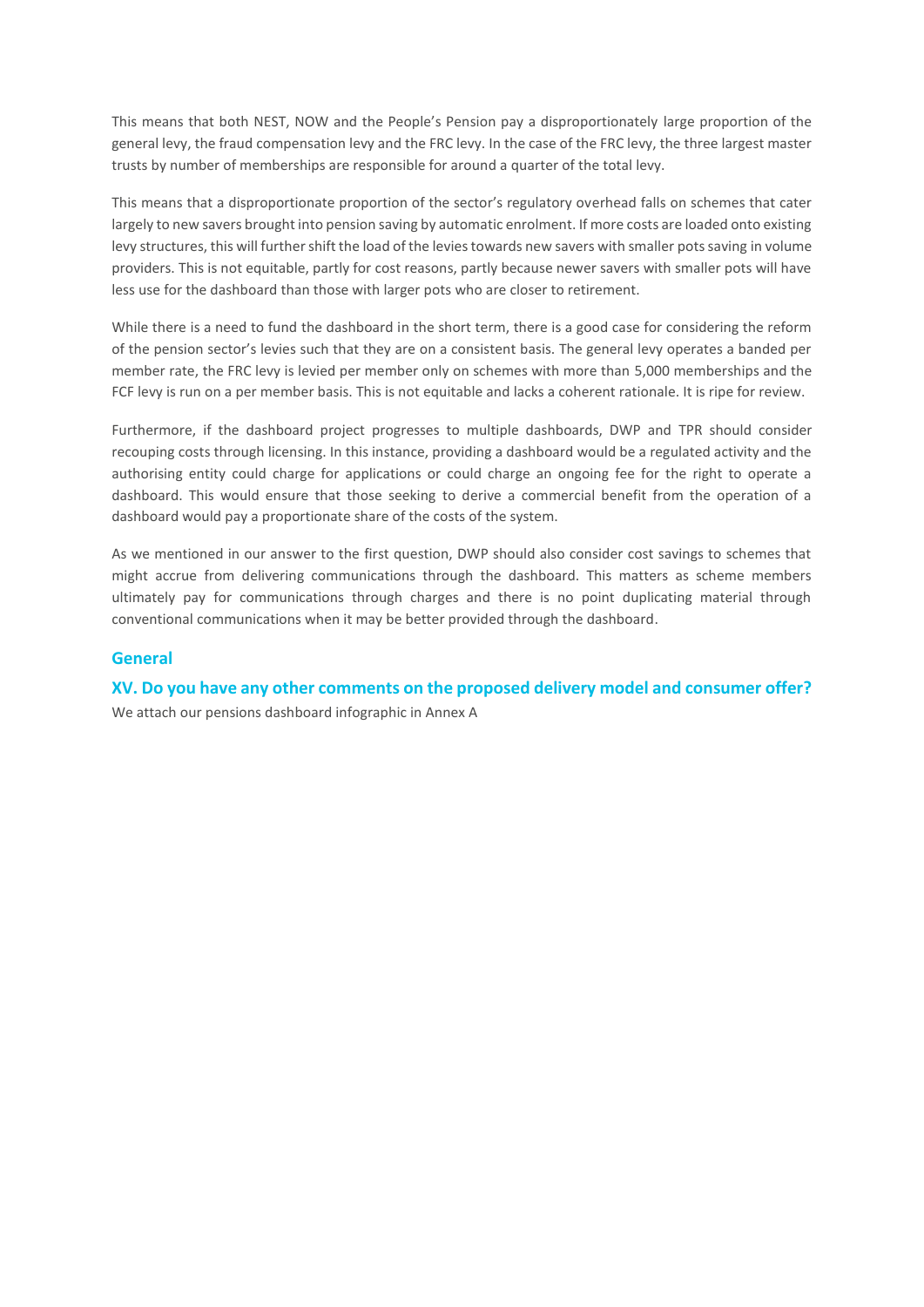This means that both NEST, NOW and the People's Pension pay a disproportionately large proportion of the general levy, the fraud compensation levy and the FRC levy. In the case of the FRC levy, the three largest master trusts by number of memberships are responsible for around a quarter of the total levy.

This means that a disproportionate proportion of the sector's regulatory overhead falls on schemes that cater largely to new savers brought into pension saving by automatic enrolment. If more costs are loaded onto existing levy structures, this will further shift the load of the levies towards new savers with smaller pots saving in volume providers. This is not equitable, partly for cost reasons, partly because newer savers with smaller pots will have less use for the dashboard than those with larger pots who are closer to retirement.

While there is a need to fund the dashboard in the short term, there is a good case for considering the reform of the pension sector's levies such that they are on a consistent basis. The general levy operates a banded per member rate, the FRC levy is levied per member only on schemes with more than 5,000 memberships and the FCF levy is run on a per member basis. This is not equitable and lacks a coherent rationale. It is ripe for review.

Furthermore, if the dashboard project progresses to multiple dashboards, DWP and TPR should consider recouping costs through licensing. In this instance, providing a dashboard would be a regulated activity and the authorising entity could charge for applications or could charge an ongoing fee for the right to operate a dashboard. This would ensure that those seeking to derive a commercial benefit from the operation of a dashboard would pay a proportionate share of the costs of the system.

As we mentioned in our answer to the first question, DWP should also consider cost savings to schemes that might accrue from delivering communications through the dashboard. This matters as scheme members ultimately pay for communications through charges and there is no point duplicating material through conventional communications when it may be better provided through the dashboard.

## General

### XV. Do you have any other comments on the proposed delivery model and consumer offer?

We attach our pensions dashboard infographic in Annex A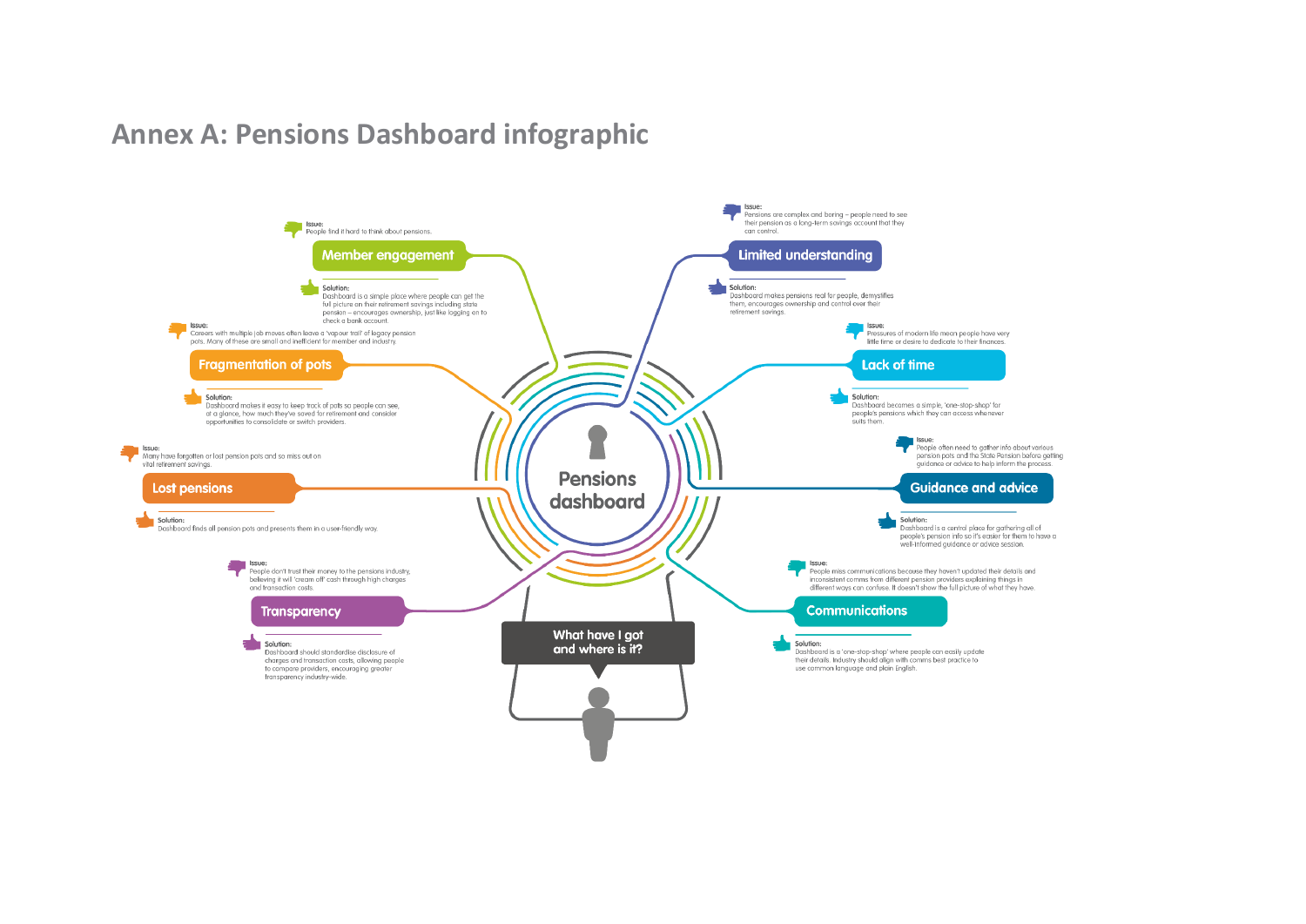# Annex A: Pensions Dashboard infographic

Pensions dashboard

What have I got and where is it?

**Member engagement**

Issue:
People find it hard to think about pensions.

Solution:
Dashboard is a simple place where people can get the full picture on their retirement savings including state pension – encourages ownership, just like logging on to check a bank account.

**Fragmentation of pots**

Issue:
Careers with multiple job moves often leave a 'vapour trail' of legacy pension pots. Many of these are small and inefficient for member and industry.

Solution:
Dashboard makes it easy to keep track of pots so people can see, at a glance, how much they've saved for retirement and consider opportunities to consolidate or switch providers.

**Lost pensions**

Issue:
Many have forgotten or lost pension pots and so miss out on vital retirement savings.

Solution:
Dashboard finds all pension pots and presents them in a user-friendly way.

**Transparency**

Issue:
People don't trust their money to the pensions industry, believing it will 'cream off' cash through high charges and transaction costs.

Solution:
Dashboard should standardise disclosure of charges and transaction costs, allowing people to compare providers, encouraging greater transparency industry-wide.

**Limited understanding**

Issue:
Pensions are complex and boring – people need to see their pension as a long-term savings account that they can control.

Solution:
Dashboard makes pensions real for people, demystifies them, encourages ownership and control over their retirement savings.

**Lack of time**

Issue:
Pressures of modern life mean people have very little time or desire to dedicate to their finances.

Solution:
Dashboard becomes a simple, 'one-stop-shop' for people's pensions which they can access whenever suits them.

**Guidance and advice**

Issue:
People often need to gather info about various pension pots and the State Pension before getting guidance or advice to help inform the process.

Solution:
Dashboard is a central place for gathering all of people's pension info so it's easier for them to have a well-informed guidance or advice session.

**Communications**

Issue:
People miss communications because they haven't updated their details and inconsistent comms from different pension providers explaining things in different ways can confuse. It doesn't show the full picture of what they have.

Solution:
Dashboard is a 'one-stop-shop' where people can easily update their details. Industry should align with comms best practice to use common language and plain English.